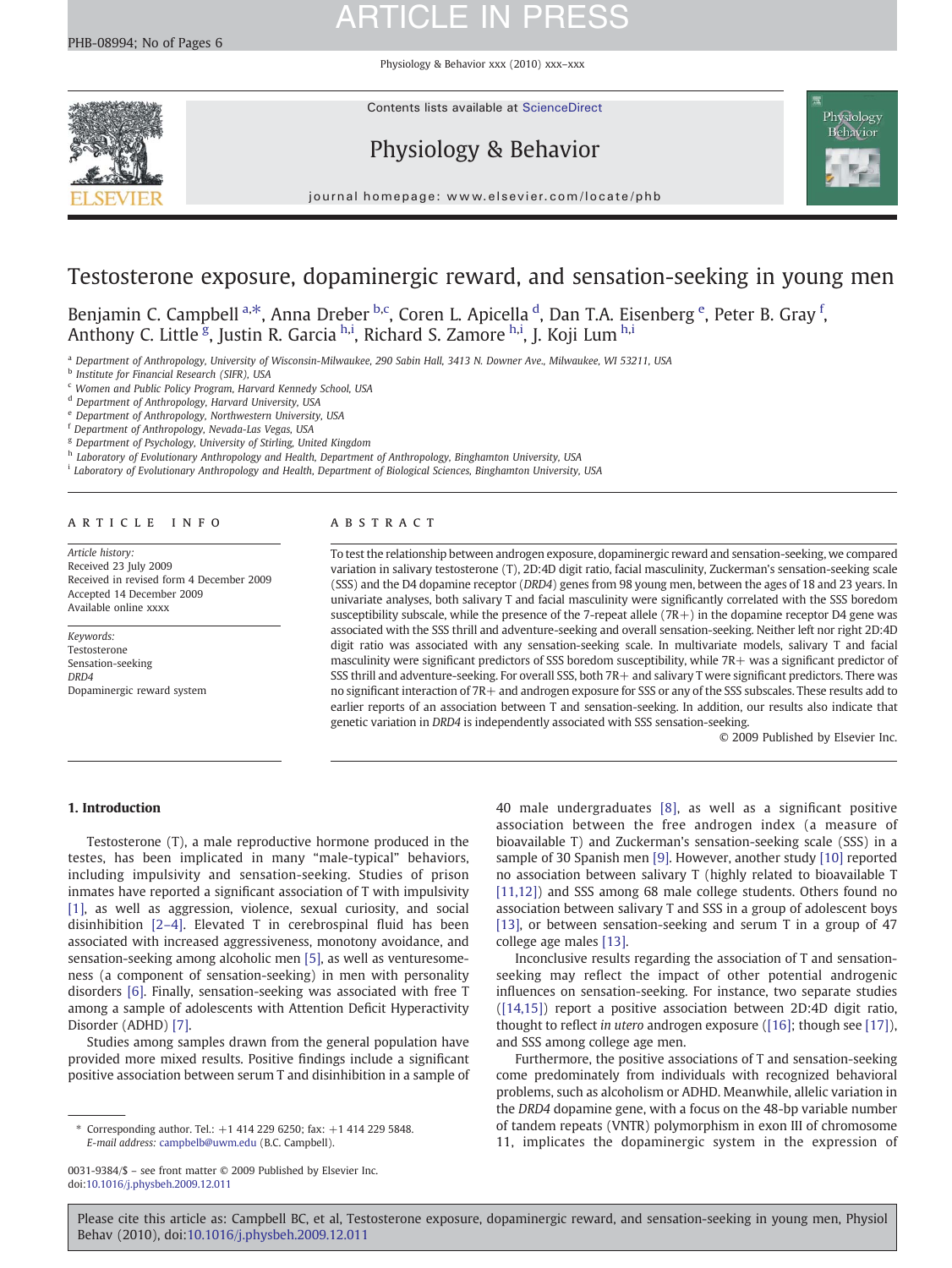# Testosterone exposure, dopaminergic reward, and sensation-seeking in young men

Benjamin C. Campbell [a,*], Anna Dreber [b,c], Coren L. Apicella [d], Dan T.A. Eisenberg [e], Peter B. Gray [f], Anthony C. Little [g], Justin R. Garcia [h,i], Richard S. Zamore [h,i], J. Koji Lum [h,i]

[a] Department of Anthropology, University of Wisconsin-Milwaukee, 290 Sabin Hall, 3413 N. Downer Ave., Milwaukee, WI 53211, USA
[b] Institute for Financial Research (SIFR), USA
[c] Women and Public Policy Program, Harvard Kennedy School, USA
[d] Department of Anthropology, Harvard University, USA
[e] Department of Anthropology, Northwestern University, USA
[f] Department of Anthropology, Nevada-Las Vegas, USA
[g] Department of Psychology, University of Stirling, United Kingdom
[h] Laboratory of Evolutionary Anthropology and Health, Department of Anthropology, Binghamton University, USA
[i] Laboratory of Evolutionary Anthropology and Health, Department of Biological Sciences, Binghamton University, USA

## ARTICLE INFO

*Article history:*
Received 23 July 2009
Received in revised form 4 December 2009
Accepted 14 December 2009
Available online xxxx

*Keywords:*
Testosterone
Sensation-seeking
*DRD4*
Dopaminergic reward system

## ABSTRACT

To test the relationship between androgen exposure, dopaminergic reward and sensation-seeking, we compared variation in salivary testosterone (T), 2D:4D digit ratio, facial masculinity, Zuckerman's sensation-seeking scale (SSS) and the D4 dopamine receptor (*DRD4*) genes from 98 young men, between the ages of 18 and 23 years. In univariate analyses, both salivary T and facial masculinity were significantly correlated with the SSS boredom susceptibility subscale, while the presence of the 7-repeat allele (7R+) in the dopamine receptor D4 gene was associated with the SSS thrill and adventure-seeking and overall sensation-seeking. Neither left nor right 2D:4D digit ratio was associated with any sensation-seeking scale. In multivariate models, salivary T and facial masculinity were significant predictors of SSS boredom susceptibility, while 7R+ was a significant predictor of SSS thrill and adventure-seeking. For overall SSS, both 7R+ and salivary T were significant predictors. There was no significant interaction of 7R+ and androgen exposure for SSS or any of the SSS subscales. These results add to earlier reports of an association between T and sensation-seeking. In addition, our results also indicate that genetic variation in *DRD4* is independently associated with SSS sensation-seeking.

© 2009 Published by Elsevier Inc.

## 1. Introduction

Testosterone (T), a male reproductive hormone produced in the testes, has been implicated in many "male-typical" behaviors, including impulsivity and sensation-seeking. Studies of prison inmates have reported a significant association of T with impulsivity [1], as well as aggression, violence, sexual curiosity, and social disinhibition [2–4]. Elevated T in cerebrospinal fluid has been associated with increased aggressiveness, monotony avoidance, and sensation-seeking among alcoholic men [5], as well as venturesomeness (a component of sensation-seeking) in men with personality disorders [6]. Finally, sensation-seeking was associated with free T among a sample of adolescents with Attention Deficit Hyperactivity Disorder (ADHD) [7].

Studies among samples drawn from the general population have provided more mixed results. Positive findings include a significant positive association between serum T and disinhibition in a sample of 40 male undergraduates [8], as well as a significant positive association between the free androgen index (a measure of bioavailable T) and Zuckerman's sensation-seeking scale (SSS) in a sample of 30 Spanish men [9]. However, another study [10] reported no association between salivary T (highly related to bioavailable T [11,12]) and SSS among 68 male college students. Others found no association between salivary T and SSS in a group of adolescent boys [13], or between sensation-seeking and serum T in a group of 47 college age males [13].

Inconclusive results regarding the association of T and sensation-seeking may reflect the impact of other potential androgenic influences on sensation-seeking. For instance, two separate studies ([14,15]) report a positive association between 2D:4D digit ratio, thought to reflect *in utero* androgen exposure ([16]; though see [17]), and SSS among college age men.

Furthermore, the positive associations of T and sensation-seeking come predominately from individuals with recognized behavioral problems, such as alcoholism or ADHD. Meanwhile, allelic variation in the *DRD4* dopamine gene, with a focus on the 48-bp variable number of tandem repeats (VNTR) polymorphism in exon III of chromosome 11, implicates the dopaminergic system in the expression of

* Corresponding author. Tel.: +1 414 229 6250; fax: +1 414 229 5848.
*E-mail address:* campbelb@uwm.edu (B.C. Campbell).

0031-9384/$ – see front matter © 2009 Published by Elsevier Inc.
doi:10.1016/j.physbeh.2009.12.011

Please cite this article as: Campbell BC, et al, Testosterone exposure, dopaminergic reward, and sensation-seeking in young men, Physiol Behav (2010), doi:10.1016/j.physbeh.2009.12.011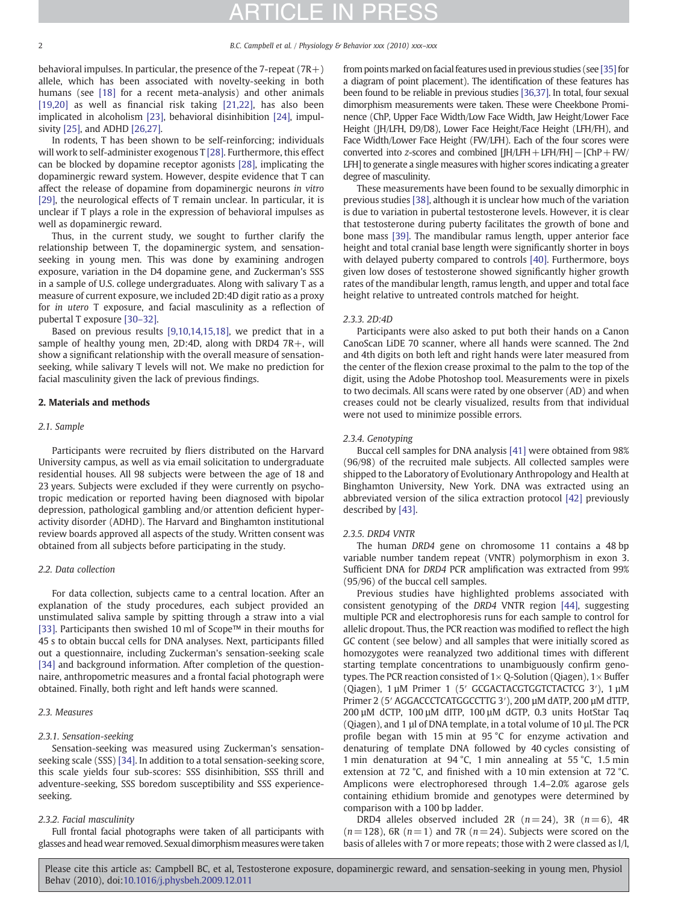behavioral impulses. In particular, the presence of the 7-repeat (7R+) allele, which has been associated with novelty-seeking in both humans (see [18] for a recent meta-analysis) and other animals [19,20] as well as financial risk taking [21,22], has also been implicated in alcoholism [23], behavioral disinhibition [24], impulsivity [25], and ADHD [26,27].

In rodents, T has been shown to be self-reinforcing; individuals will work to self-administer exogenous T [28]. Furthermore, this effect can be blocked by dopamine receptor agonists [28], implicating the dopaminergic reward system. However, despite evidence that T can affect the release of dopamine from dopaminergic neurons *in vitro* [29], the neurological effects of T remain unclear. In particular, it is unclear if T plays a role in the expression of behavioral impulses as well as dopaminergic reward.

Thus, in the current study, we sought to further clarify the relationship between T, the dopaminergic system, and sensation-seeking in young men. This was done by examining androgen exposure, variation in the D4 dopamine gene, and Zuckerman's SSS in a sample of U.S. college undergraduates. Along with salivary T as a measure of current exposure, we included 2D:4D digit ratio as a proxy for *in utero* T exposure, and facial masculinity as a reflection of pubertal T exposure [30–32].

Based on previous results [9,10,14,15,18], we predict that in a sample of healthy young men, 2D:4D, along with DRD4 7R+, will show a significant relationship with the overall measure of sensation-seeking, while salivary T levels will not. We make no prediction for facial masculinity given the lack of previous findings.

## 2. Materials and methods

### 2.1. Sample

Participants were recruited by fliers distributed on the Harvard University campus, as well as via email solicitation to undergraduate residential houses. All 98 subjects were between the age of 18 and 23 years. Subjects were excluded if they were currently on psychotropic medication or reported having been diagnosed with bipolar depression, pathological gambling and/or attention deficient hyperactivity disorder (ADHD). The Harvard and Binghamton institutional review boards approved all aspects of the study. Written consent was obtained from all subjects before participating in the study.

### 2.2. Data collection

For data collection, subjects came to a central location. After an explanation of the study procedures, each subject provided an unstimulated saliva sample by spitting through a straw into a vial [33]. Participants then swished 10 ml of Scope™ in their mouths for 45 s to obtain buccal cells for DNA analyses. Next, participants filled out a questionnaire, including Zuckerman's sensation-seeking scale [34] and background information. After completion of the questionnaire, anthropometric measures and a frontal facial photograph were obtained. Finally, both right and left hands were scanned.

### 2.3. Measures

#### 2.3.1. Sensation-seeking

Sensation-seeking was measured using Zuckerman's sensation-seeking scale (SSS) [34]. In addition to a total sensation-seeking score, this scale yields four sub-scores: SSS disinhibition, SSS thrill and adventure-seeking, SSS boredom susceptibility and SSS experience-seeking.

#### 2.3.2. Facial masculinity

Full frontal facial photographs were taken of all participants with glasses and head wear removed. Sexual dimorphism measures were taken from points marked on facial features used in previous studies (see [35] for a diagram of point placement). The identification of these features has been found to be reliable in previous studies [36,37]. In total, four sexual dimorphism measurements were taken. These were Cheekbone Prominence (ChP, Upper Face Width/Low Face Width, Jaw Height/Lower Face Height (JH/LFH, D9/D8), Lower Face Height/Face Height (LFH/FH), and Face Width/Lower Face Height (FW/LFH). Each of the four scores were converted into *z*-scores and combined [JH/LFH + LFH/FH] − [ChP + FW/LFH] to generate a single measures with higher scores indicating a greater degree of masculinity.

These measurements have been found to be sexually dimorphic in previous studies [38], although it is unclear how much of the variation is due to variation in pubertal testosterone levels. However, it is clear that testosterone during puberty facilitates the growth of bone and bone mass [39]. The mandibular ramus length, upper anterior face height and total cranial base length were significantly shorter in boys with delayed puberty compared to controls [40]. Furthermore, boys given low doses of testosterone showed significantly higher growth rates of the mandibular length, ramus length, and upper and total face height relative to untreated controls matched for height.

#### 2.3.3. 2D:4D

Participants were also asked to put both their hands on a Canon CanoScan LiDE 70 scanner, where all hands were scanned. The 2nd and 4th digits on both left and right hands were later measured from the center of the flexion crease proximal to the palm to the top of the digit, using the Adobe Photoshop tool. Measurements were in pixels to two decimals. All scans were rated by one observer (AD) and when creases could not be clearly visualized, results from that individual were not used to minimize possible errors.

#### 2.3.4. Genotyping

Buccal cell samples for DNA analysis [41] were obtained from 98% (96/98) of the recruited male subjects. All collected samples were shipped to the Laboratory of Evolutionary Anthropology and Health at Binghamton University, New York. DNA was extracted using an abbreviated version of the silica extraction protocol [42] previously described by [43].

#### 2.3.5. DRD4 VNTR

The human *DRD4* gene on chromosome 11 contains a 48 bp variable number tandem repeat (VNTR) polymorphism in exon 3. Sufficient DNA for *DRD4* PCR amplification was extracted from 99% (95/96) of the buccal cell samples.

Previous studies have highlighted problems associated with consistent genotyping of the *DRD4* VNTR region [44], suggesting multiple PCR and electrophoresis runs for each sample to control for allelic dropout. Thus, the PCR reaction was modified to reflect the high GC content (see below) and all samples that were initially scored as homozygotes were reanalyzed two additional times with different starting template concentrations to unambiguously confirm genotypes. The PCR reaction consisted of 1× Q-Solution (Qiagen), 1× Buffer (Qiagen), 1 µM Primer 1 (5′ GCGACTACGTGGTCTACTCG 3′), 1 µM Primer 2 (5′ AGGACCCTCATGGCCTTG 3′), 200 µM dATP, 200 µM dTTP, 200 µM dCTP, 100 µM dITP, 100 µM dGTP, 0.3 units HotStar Taq (Qiagen), and 1 µl of DNA template, in a total volume of 10 µl. The PCR profile began with 15 min at 95 °C for enzyme activation and denaturing of template DNA followed by 40 cycles consisting of 1 min denaturation at 94 °C, 1 min annealing at 55 °C, 1.5 min extension at 72 °C, and finished with a 10 min extension at 72 °C. Amplicons were electrophoresed through 1.4–2.0% agarose gels containing ethidium bromide and genotypes were determined by comparison with a 100 bp ladder.

DRD4 alleles observed included 2R ($n=24$), 3R ($n=6$), 4R ($n=128$), 6R ($n=1$) and 7R ($n=24$). Subjects were scored on the basis of alleles with 7 or more repeats; those with 2 were classed as l/l,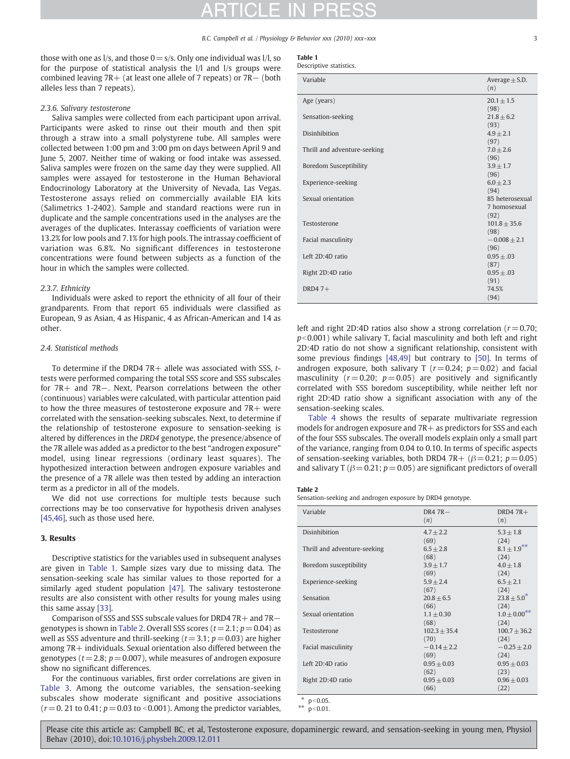those with one as l/s, and those 0 = s/s. Only one individual was l/l, so for the purpose of statistical analysis the l/l and l/s groups were combined leaving 7R+ (at least one allele of 7 repeats) or 7R− (both alleles less than 7 repeats).

#### 2.3.6. Salivary testosterone

Saliva samples were collected from each participant upon arrival. Participants were asked to rinse out their mouth and then spit through a straw into a small polystyrene tube. All samples were collected between 1:00 pm and 3:00 pm on days between April 9 and June 5, 2007. Neither time of waking or food intake was assessed. Saliva samples were frozen on the same day they were supplied. All samples were assayed for testosterone in the Human Behavioral Endocrinology Laboratory at the University of Nevada, Las Vegas. Testosterone assays relied on commercially available EIA kits (Salimetrics 1-2402). Sample and standard reactions were run in duplicate and the sample concentrations used in the analyses are the averages of the duplicates. Interassay coefficients of variation were 13.2% for low pools and 7.1% for high pools. The intrassay coefficient of variation was 6.8%. No significant differences in testosterone concentrations were found between subjects as a function of the hour in which the samples were collected.

#### 2.3.7. Ethnicity

Individuals were asked to report the ethnicity of all four of their grandparents. From that report 65 individuals were classified as European, 9 as Asian, 4 as Hispanic, 4 as African-American and 14 as other.

### 2.4. Statistical methods

To determine if the DRD4 7R+ allele was associated with SSS, *t*-tests were performed comparing the total SSS score and SSS subscales for 7R+ and 7R−. Next, Pearson correlations between the other (continuous) variables were calculated, with particular attention paid to how the three measures of testosterone exposure and 7R+ were correlated with the sensation-seeking subscales. Next, to determine if the relationship of testosterone exposure to sensation-seeking is altered by differences in the *DRD4* genotype, the presence/absence of the 7R allele was added as a predictor to the best "androgen exposure" model, using linear regressions (ordinary least squares). The hypothesized interaction between androgen exposure variables and the presence of a 7R allele was then tested by adding an interaction term as a predictor in all of the models.

We did not use corrections for multiple tests because such corrections may be too conservative for hypothesis driven analyses [45,46], such as those used here.

## 3. Results

Descriptive statistics for the variables used in subsequent analyses are given in Table 1. Sample sizes vary due to missing data. The sensation-seeking scale has similar values to those reported for a similarly aged student population [47]. The salivary testosterone results are also consistent with other results for young males using this same assay [33].

Comparison of SSS and SSS subscale values for DRD4 7R+ and 7R− genotypes is shown in Table 2. Overall SSS scores ($t = 2.1$; $p = 0.04$) as well as SSS adventure and thrill-seeking ($t = 3.1$; $p = 0.03$) are higher among 7R+ individuals. Sexual orientation also differed between the genotypes ($t = 2.8$; $p = 0.007$), while measures of androgen exposure show no significant differences.

For the continuous variables, first order correlations are given in Table 3. Among the outcome variables, the sensation-seeking subscales show moderate significant and positive associations ($r = 0.21$ to $0.41$; $p = 0.03$ to $<0.001$). Among the predictor variables, left and right 2D:4D ratios also show a strong correlation ($r = 0.70$; $p<0.001$) while salivary T, facial masculinity and both left and right 2D:4D ratio do not show a significant relationship, consistent with some previous findings [48,49] but contrary to [50]. In terms of androgen exposure, both salivary T ($r = 0.24$; $p = 0.02$) and facial masculinity ($r = 0.20$; $p = 0.05$) are positively and significantly correlated with SSS boredom susceptibility, while neither left nor right 2D:4D ratio show a significant association with any of the sensation-seeking scales.

Table 4 shows the results of separate multivariate regression models for androgen exposure and 7R+ as predictors for SSS and each of the four SSS subscales. The overall models explain only a small part of the variance, ranging from 0.04 to 0.10. In terms of specific aspects of sensation-seeking variables, both DRD4 7R+ ($\beta = 0.21$; $p = 0.05$) and salivary T ($\beta = 0.21$; $p = 0.05$) are significant predictors of overall

**Table 1**
Descriptive statistics.

| Variable | Average ± S.D. (*n*) |
|---|---|
| Age (years) | 20.1 ± 1.5 (98) |
| Sensation-seeking | 21.8 ± 6.2 (93) |
| Disinhibition | 4.9 ± 2.1 (97) |
| Thrill and adventure-seeking | 7.0 ± 2.6 (96) |
| Boredom Susceptibility | 3.9 ± 1.7 (96) |
| Experience-seeking | 6.0 ± 2.3 (94) |
| Sexual orientation | 85 heterosexual 7 homosexual (92) |
| Testosterone | 101.8 ± 35.6 (98) |
| Facial masculinity | −0.008 ± 2.1 (96) |
| Left 2D:4D ratio | 0.95 ± .03 (87) |
| Right 2D:4D ratio | 0.95 ± .03 (91) |
| DRD4 7+ | 74.5% (94) |

**Table 2**
Sensation-seeking and androgen exposure by DRD4 genotype.

| Variable | DR4 7R− (*n*) | DRD4 7R+ (*n*) |
|---|---|---|
| Disinhibition | 4.7 ± 2.2 (69) | 5.3 ± 1.8 (24) |
| Thrill and adventure-seeking | 6.5 ± 2.8 (68) | 8.1 ± 1.9** (24) |
| Boredom susceptibility | 3.9 ± 1.7 (69) | 4.0 ± 1.8 (24) |
| Experience-seeking | 5.9 ± 2.4 (67) | 6.5 ± 2.1 (24) |
| Sensation | 20.8 ± 6.5 (66) | 23.8 ± 5.0* (24) |
| Sexual orientation | 1.1 ± 0.30 (68) | 1.0 ± 0.00** (24) |
| Testosterone | 102.3 ± 35.4 (70) | 100.7 ± 36.2 (24) |
| Facial masculinity | −0.14 ± 2.2 (69) | −0.25 ± 2.0 (24) |
| Left 2D:4D ratio | 0.95 ± 0.03 (62) | 0.95 ± 0.03 (23) |
| Right 2D:4D ratio | 0.95 ± 0.03 (66) | 0.96 ± 0.03 (22) |

\* $p<0.05$.
\*\* $p<0.01$.

Please cite this article as: Campbell BC, et al, Testosterone exposure, dopaminergic reward, and sensation-seeking in young men, Physiol Behav (2010), doi:10.1016/j.physbeh.2009.12.011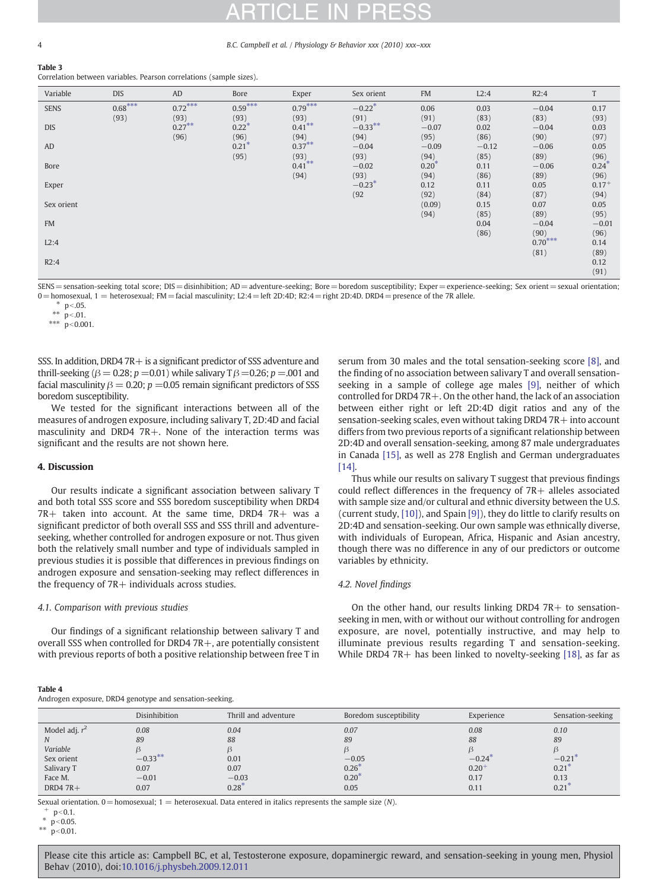**Table 3**
Correlation between variables. Pearson correlations (sample sizes).

| Variable | DIS | AD | Bore | Exper | Sex orient | FM | L2:4 | R2:4 | T |
|---|---|---|---|---|---|---|---|---|---|
| SENS | 0.68*** (93) | 0.72*** (93) | 0.59*** (93) | 0.79*** (93) | −0.22* (91) | 0.06 (91) | 0.03 (83) | −0.04 (83) | 0.17 (93) |
| DIS | | 0.27** (96) | 0.22* (96) | 0.41** (94) | −0.33** (94) | −0.07 (95) | 0.02 (86) | −0.04 (90) | 0.03 (97) |
| AD | | | 0.21* (95) | 0.37** (93) | −0.04 (93) | −0.09 (94) | −0.12 (85) | −0.06 (89) | 0.05 (96) |
| Bore | | | | 0.41** (94) | −0.02 (93) | 0.20* (94) | 0.11 (86) | −0.06 (89) | 0.24* (96) |
| Exper | | | | | −0.23* (92 | 0.12 (92) | 0.11 (84) | 0.05 (87) | 0.17+ (94) |
| Sex orient | | | | | | (0.09) (94) | 0.15 (85) | 0.07 (89) | 0.05 (95) |
| FM | | | | | | | 0.04 (86) | −0.04 (90) | −0.01 (96) |
| L2:4 | | | | | | | | 0.70*** (81) | 0.14 (89) |
| R2:4 | | | | | | | | | 0.12 (91) |

SENS = sensation-seeking total score; DIS = disinhibition; AD = adventure-seeking; Bore = boredom susceptibility; Exper = experience-seeking; Sex orient = sexual orientation; 0 = homosexual, 1 = heterosexual; FM = facial masculinity; L2:4 = left 2D:4D; R2:4 = right 2D:4D. DRD4 = presence of the 7R allele.

\* $p<.05$.
\*\* $p<.01$.
\*\*\* $p<0.001$.

SSS. In addition, DRD4 7R+ is a significant predictor of SSS adventure and thrill-seeking ($\beta = 0.28$; $p = 0.01$) while salivary T $\beta = 0.26$; $p = .001$ and facial masculinity $\beta = 0.20$; $p = 0.05$ remain significant predictors of SSS boredom susceptibility.

We tested for the significant interactions between all of the measures of androgen exposure, including salivary T, 2D:4D and facial masculinity and DRD4 7R+. None of the interaction terms was significant and the results are not shown here.

## 4. Discussion

Our results indicate a significant association between salivary T and both total SSS score and SSS boredom susceptibility when DRD4 7R+ taken into account. At the same time, DRD4 7R+ was a significant predictor of both overall SSS and SSS thrill and adventure-seeking, whether controlled for androgen exposure or not. Thus given both the relatively small number and type of individuals sampled in previous studies it is possible that differences in previous findings on androgen exposure and sensation-seeking may reflect differences in the frequency of 7R+ individuals across studies.

### 4.1. Comparison with previous studies

Our findings of a significant relationship between salivary T and overall SSS when controlled for DRD4 7R+, are potentially consistent with previous reports of both a positive relationship between free T in serum from 30 males and the total sensation-seeking score [8], and the finding of no association between salivary T and overall sensation-seeking in a sample of college age males [9], neither of which controlled for DRD4 7R+. On the other hand, the lack of an association between either right or left 2D:4D digit ratios and any of the sensation-seeking scales, even without taking DRD4 7R+ into account differs from two previous reports of a significant relationship between 2D:4D and overall sensation-seeking, among 87 male undergraduates in Canada [15], as well as 278 English and German undergraduates [14].

Thus while our results on salivary T suggest that previous findings could reflect differences in the frequency of 7R+ alleles associated with sample size and/or cultural and ethnic diversity between the U.S. (current study, [10]), and Spain [9]), they do little to clarify results on 2D:4D and sensation-seeking. Our own sample was ethnically diverse, with individuals of European, Africa, Hispanic and Asian ancestry, though there was no difference in any of our predictors or outcome variables by ethnicity.

### 4.2. Novel findings

On the other hand, our results linking DRD4 7R+ to sensation-seeking in men, with or without our without controlling for androgen exposure, are novel, potentially instructive, and may help to illuminate previous results regarding T and sensation-seeking. While DRD4 7R+ has been linked to novelty-seeking [18], as far as

**Table 4**
Androgen exposure, DRD4 genotype and sensation-seeking.

| | Disinhibition | Thrill and adventure | Boredom susceptibility | Experience | Sensation-seeking |
|---|---|---|---|---|---|
| Model adj. $r^2$ | *0.08* | *0.04* | *0.07* | *0.08* | *0.10* |
| *N* | *89* | *88* | *89* | *88* | *89* |
| *Variable* | $\beta$ | $\beta$ | $\beta$ | $\beta$ | $\beta$ |
| Sex orient | −0.33** | 0.01 | −0.05 | −0.24* | −0.21* |
| Salivary T | 0.07 | 0.07 | 0.26* | 0.20+ | 0.21* |
| Face M. | −0.01 | −0.03 | 0.20* | 0.17 | 0.13 |
| DRD4 7R+ | 0.07 | 0.28* | 0.05 | 0.11 | 0.21* |

Sexual orientation. 0 = homosexual; 1 = heterosexual. Data entered in italics represents the sample size (*N*).

\+ $p<0.1$.
\* $p<0.05$.
\*\* $p<0.01$.

Please cite this article as: Campbell BC, et al, Testosterone exposure, dopaminergic reward, and sensation-seeking in young men, Physiol Behav (2010), doi:10.1016/j.physbeh.2009.12.011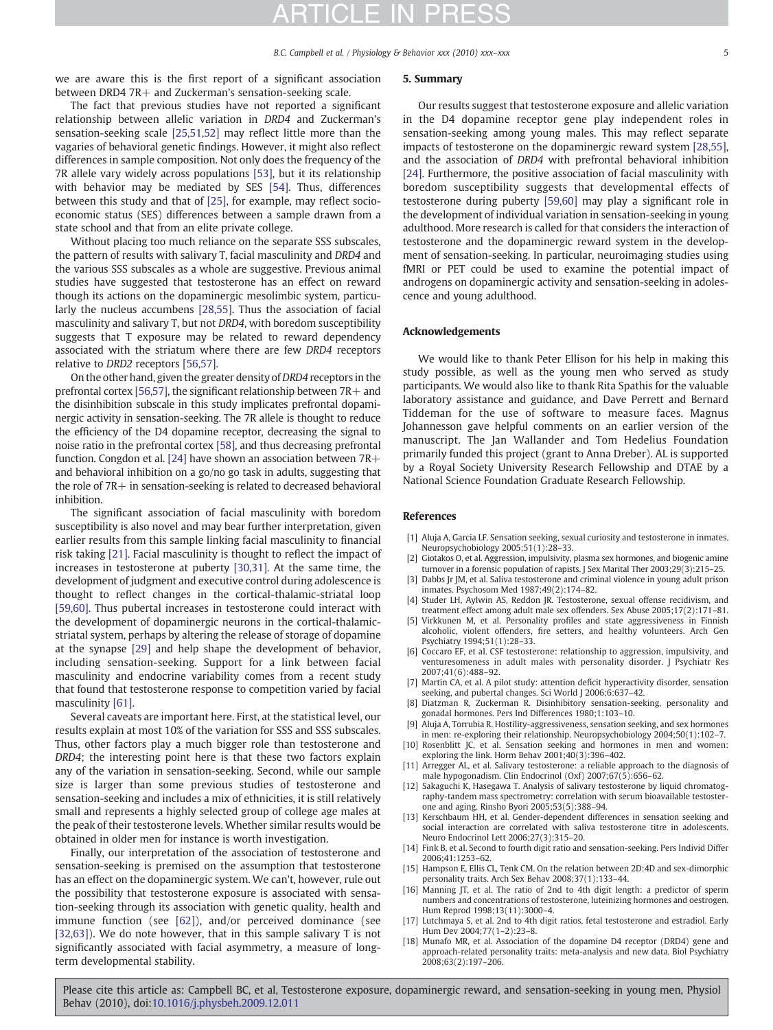we are aware this is the first report of a significant association between DRD4 7R+ and Zuckerman's sensation-seeking scale.

The fact that previous studies have not reported a significant relationship between allelic variation in *DRD4* and Zuckerman's sensation-seeking scale [25,51,52] may reflect little more than the vagaries of behavioral genetic findings. However, it might also reflect differences in sample composition. Not only does the frequency of the 7R allele vary widely across populations [53], but it its relationship with behavior may be mediated by SES [54]. Thus, differences between this study and that of [25], for example, may reflect socioeconomic status (SES) differences between a sample drawn from a state school and that from an elite private college.

Without placing too much reliance on the separate SSS subscales, the pattern of results with salivary T, facial masculinity and *DRD4* and the various SSS subscales as a whole are suggestive. Previous animal studies have suggested that testosterone has an effect on reward though its actions on the dopaminergic mesolimbic system, particularly the nucleus accumbens [28,55]. Thus the association of facial masculinity and salivary T, but not *DRD4*, with boredom susceptibility suggests that T exposure may be related to reward dependency associated with the striatum where there are few *DRD4* receptors relative to *DRD2* receptors [56,57].

On the other hand, given the greater density of *DRD4* receptors in the prefrontal cortex [56,57], the significant relationship between 7R+ and the disinhibition subscale in this study implicates prefrontal dopaminergic activity in sensation-seeking. The 7R allele is thought to reduce the efficiency of the D4 dopamine receptor, decreasing the signal to noise ratio in the prefrontal cortex [58], and thus decreasing prefrontal function. Congdon et al. [24] have shown an association between 7R+ and behavioral inhibition on a go/no go task in adults, suggesting that the role of 7R+ in sensation-seeking is related to decreased behavioral inhibition.

The significant association of facial masculinity with boredom susceptibility is also novel and may bear further interpretation, given earlier results from this sample linking facial masculinity to financial risk taking [21]. Facial masculinity is thought to reflect the impact of increases in testosterone at puberty [30,31]. At the same time, the development of judgment and executive control during adolescence is thought to reflect changes in the cortical-thalamic-striatal loop [59,60]. Thus pubertal increases in testosterone could interact with the development of dopaminergic neurons in the cortical-thalamic-striatal system, perhaps by altering the release of storage of dopamine at the synapse [29] and help shape the development of behavior, including sensation-seeking. Support for a link between facial masculinity and endocrine variability comes from a recent study that found that testosterone response to competition varied by facial masculinity [61].

Several caveats are important here. First, at the statistical level, our results explain at most 10% of the variation for SSS and SSS subscales. Thus, other factors play a much bigger role than testosterone and *DRD4*; the interesting point here is that these two factors explain any of the variation in sensation-seeking. Second, while our sample size is larger than some previous studies of testosterone and sensation-seeking and includes a mix of ethnicities, it is still relatively small and represents a highly selected group of college age males at the peak of their testosterone levels. Whether similar results would be obtained in older men for instance is worth investigation.

Finally, our interpretation of the association of testosterone and sensation-seeking is premised on the assumption that testosterone has an effect on the dopaminergic system. We can't, however, rule out the possibility that testosterone exposure is associated with sensation-seeking through its association with genetic quality, health and immune function (see [62]), and/or perceived dominance (see [32,63]). We do note however, that in this sample salivary T is not significantly associated with facial asymmetry, a measure of long-term developmental stability.

## 5. Summary

Our results suggest that testosterone exposure and allelic variation in the D4 dopamine receptor gene play independent roles in sensation-seeking among young males. This may reflect separate impacts of testosterone on the dopaminergic reward system [28,55], and the association of *DRD4* with prefrontal behavioral inhibition [24]. Furthermore, the positive association of facial masculinity with boredom susceptibility suggests that developmental effects of testosterone during puberty [59,60] may play a significant role in the development of individual variation in sensation-seeking in young adulthood. More research is called for that considers the interaction of testosterone and the dopaminergic reward system in the development of sensation-seeking. In particular, neuroimaging studies using fMRI or PET could be used to examine the potential impact of androgens on dopaminergic activity and sensation-seeking in adolescence and young adulthood.

## Acknowledgements

We would like to thank Peter Ellison for his help in making this study possible, as well as the young men who served as study participants. We would also like to thank Rita Spathis for the valuable laboratory assistance and guidance, and Dave Perrett and Bernard Tiddeman for the use of software to measure faces. Magnus Johannesson gave helpful comments on an earlier version of the manuscript. The Jan Wallander and Tom Hedelius Foundation primarily funded this project (grant to Anna Dreber). AL is supported by a Royal Society University Research Fellowship and DTAE by a National Science Foundation Graduate Research Fellowship.

## References

[1] Aluja A, Garcia LF. Sensation seeking, sexual curiosity and testosterone in inmates. Neuropsychobiology 2005;51(1):28–33.
[2] Giotakos O, et al. Aggression, impulsivity, plasma sex hormones, and biogenic amine turnover in a forensic population of rapists. J Sex Marital Ther 2003;29(3):215–25.
[3] Dabbs Jr JM, et al. Saliva testosterone and criminal violence in young adult prison inmates. Psychosom Med 1987;49(2):174–82.
[4] Studer LH, Aylwin AS, Reddon JR. Testosterone, sexual offense recidivism, and treatment effect among adult male sex offenders. Sex Abuse 2005;17(2):171–81.
[5] Virkkunen M, et al. Personality profiles and state aggressiveness in Finnish alcoholic, violent offenders, fire setters, and healthy volunteers. Arch Gen Psychiatry 1994;51(1):28–33.
[6] Coccaro EF, et al. CSF testosterone: relationship to aggression, impulsivity, and venturesomeness in adult males with personality disorder. J Psychiatr Res 2007;41(6):488–92.
[7] Martin CA, et al. A pilot study: attention deficit hyperactivity disorder, sensation seeking, and pubertal changes. Sci World J 2006;6:637–42.
[8] Diatzman R, Zuckerman R. Disinhibitory sensation-seeking, personality and gonadal hormones. Pers Ind Differences 1980;1:103–10.
[9] Aluja A, Torrubia R. Hostility-aggressiveness, sensation seeking, and sex hormones in men: re-exploring their relationship. Neuropsychobiology 2004;50(1):102–7.
[10] Rosenblitt JC, et al. Sensation seeking and hormones in men and women: exploring the link. Horm Behav 2001;40(3):396–402.
[11] Arregger AL, et al. Salivary testosterone: a reliable approach to the diagnosis of male hypogonadism. Clin Endocrinol (Oxf) 2007;67(5):656–62.
[12] Sakaguchi K, Hasegawa T. Analysis of salivary testosterone by liquid chromatography-tandem mass spectrometry: correlation with serum bioavailable testosterone and aging. Rinsho Byori 2005;53(5):388–94.
[13] Kerschbaum HH, et al. Gender-dependent differences in sensation seeking and social interaction are correlated with saliva testosterone titre in adolescents. Neuro Endocrinol Lett 2006;27(3):315–20.
[14] Fink B, et al. Second to fourth digit ratio and sensation-seeking. Pers Individ Differ 2006;41:1253–62.
[15] Hampson E, Ellis CL, Tenk CM. On the relation between 2D:4D and sex-dimorphic personality traits. Arch Sex Behav 2008;37(1):133–44.
[16] Manning JT, et al. The ratio of 2nd to 4th digit length: a predictor of sperm numbers and concentrations of testosterone, luteinizing hormones and oestregen. Hum Reprod 1998;13(11):3000–4.
[17] Lutchmaya S, et al. 2nd to 4th digit ratios, fetal testosterone and estradiol. Early Hum Dev 2004;77(1–2):23–8.
[18] Munafo MR, et al. Association of the dopamine D4 receptor (DRD4) gene and approach-related personality traits: meta-analysis and new data. Biol Psychiatry 2008;63(2):197–206.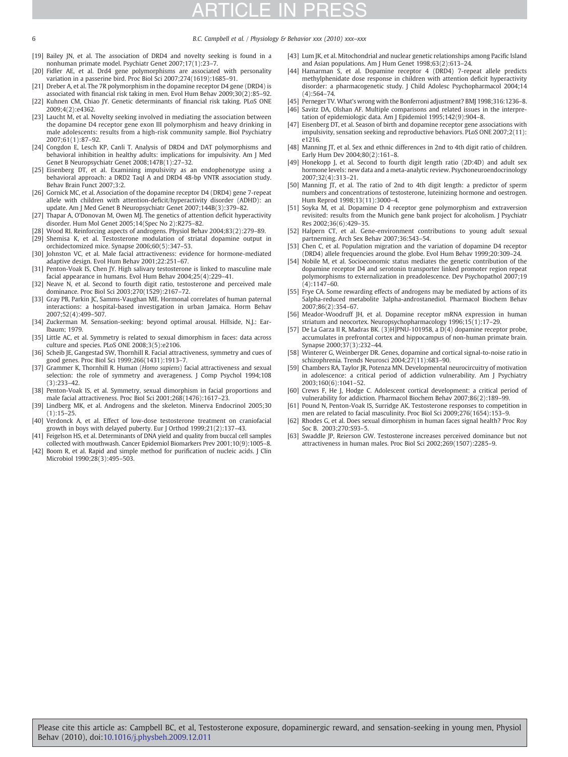[19] Bailey JN, et al. The association of DRD4 and novelty seeking is found in a nonhuman primate model. Psychiatr Genet 2007;17(1):23–7.

[20] Fidler AE, et al. Drd4 gene polymorphisms are associated with personality variation in a passerine bird. Proc Biol Sci 2007;274(1619):1685–91.

[21] Dreber A, et al. The 7R polymorphism in the dopamine receptor D4 gene (DRD4) is associated with financial risk taking in men. Evol Hum Behav 2009;30(2):85–92.

[22] Kuhnen CM, Chiao JY. Genetic determinants of financial risk taking. PLoS ONE 2009;4(2):e4362.

[23] Laucht M, et al. Novelty seeking involved in mediating the association between the dopamine D4 receptor gene exon III polymorphism and heavy drinking in male adolescents: results from a high-risk community sample. Biol Psychiatry 2007;61(1):87–92.

[24] Congdon E, Lesch KP, Canli T. Analysis of DRD4 and DAT polymorphisms and behavioral inhibition in healthy adults: implications for impulsivity. Am J Med Genet B Neuropsychiatr Genet 2008;147B(1):27–32.

[25] Eisenberg DT, et al. Examining impulsivity as an endophenotype using a behavioral approach: a DRD2 TaqI A and DRD4 48-bp VNTR association study. Behav Brain Funct 2007;3:2.

[26] Gornick MC, et al. Association of the dopamine receptor D4 (DRD4) gene 7-repeat allele with children with attention-deficit/hyperactivity disorder (ADHD): an update. Am J Med Genet B Neuropsychiatr Genet 2007;144B(3):379–82.

[27] Thapar A, O'Donovan M, Owen MJ. The genetics of attention deficit hyperactivity disorder. Hum Mol Genet 2005;14(Spec No 2):R275–82.

[28] Wood RI. Reinforcing aspects of androgens. Physiol Behav 2004;83(2):279–89.

[29] Shemisa K, et al. Testosterone modulation of striatal dopamine output in orchidectomized mice. Synapse 2006;60(5):347–53.

[30] Johnston VC, et al. Male facial attractiveness: evidence for hormone-mediated adaptive design. Evol Hum Behav 2001;22:251–67.

[31] Penton-Voak IS, Chen JY. High salivary testosterone is linked to masculine male facial appearance in humans. Evol Hum Behav 2004;25(4):229–41.

[32] Neave N, et al. Second to fourth digit ratio, testosterone and perceived male dominance. Proc Biol Sci 2003;270(1529):2167–72.

[33] Gray PB, Parkin JC, Samms-Vaughan ME. Hormonal correlates of human paternal interactions: a hospital-based investigation in urban Jamaica. Horm Behav 2007;52(4):499–507.

[34] Zuckerman M. Sensation-seeking: beyond optimal arousal. Hillside, N.J.: Earlbaum; 1979.

[35] Little AC, et al. Symmetry is related to sexual dimorphism in faces: data across culture and species. PLoS ONE 2008;3(5):e2106.

[36] Scheib JE, Gangestad SW, Thornhill R. Facial attractiveness, symmetry and cues of good genes. Proc Biol Sci 1999;266(1431):1913–7.

[37] Grammer K, Thornhill R. Human (*Homo sapiens*) facial attractiveness and sexual selection: the role of symmetry and averageness. J Comp Psychol 1994;108(3):233–42.

[38] Penton-Voak IS, et al. Symmetry, sexual dimorphism in facial proportions and male facial attractiveness. Proc Biol Sci 2001;268(1476):1617–23.

[39] Lindberg MK, et al. Androgens and the skeleton. Minerva Endocrinol 2005;30(1):15–25.

[40] Verdonck A, et al. Effect of low-dose testosterone treatment on craniofacial growth in boys with delayed puberty. Eur J Orthod 1999;21(2):137–43.

[41] Feigelson HS, et al. Determinants of DNA yield and quality from buccal cell samples collected with mouthwash. Cancer Epidemiol Biomarkers Prev 2001;10(9):1005–8.

[42] Boom R, et al. Rapid and simple method for purification of nucleic acids. J Clin Microbiol 1990;28(3):495–503.

[43] Lum JK, et al. Mitochondrial and nuclear genetic relationships among Pacific Island and Asian populations. Am J Hum Genet 1998;63(2):613–24.

[44] Hamarman S, et al. Dopamine receptor 4 (DRD4) 7-repeat allele predicts methylphenidate dose response in children with attention deficit hyperactivity disorder: a pharmacogenetic study. J Child Adolesc Psychopharmacol 2004;14(4):564–74.

[45] Perneger TV. What's wrong with the Bonferroni adjustment? BMJ 1998;316:1236–8.

[46] Savitz DA, Olshan AF. Multiple comparisons and related issues in the interpretation of epidemiologic data. Am J Epidemiol 1995;142(9):904–8.

[47] Eisenberg DT, et al. Season of birth and dopamine receptor gene associations with impulsivity, sensation seeking and reproductive behaviors. PLoS ONE 2007;2(11):e1216.

[48] Manning JT, et al. Sex and ethnic differences in 2nd to 4th digit ratio of children. Early Hum Dev 2004;80(2):161–8.

[49] Honekopp J, et al. Second to fourth digit length ratio (2D:4D) and adult sex hormone levels: new data and a meta-analytic review. Psychoneuroendocrinology 2007;32(4):313–21.

[50] Manning JT, et al. The ratio of 2nd to 4th digit length: a predictor of sperm numbers and concentrations of testosterone, luteinizing hormone and oestrogen. Hum Reprod 1998;13(11):3000–4.

[51] Soyka M, et al. Dopamine D 4 receptor gene polymorphism and extraversion revisited: results from the Munich gene bank project for alcoholism. J Psychiatr Res 2002;36(6):429–35.

[52] Halpern CT, et al. Gene-environment contributions to young adult sexual partnerning. Arch Sex Behav 2007;36:543–54.

[53] Chen C, et al. Population migration and the variation of dopamine D4 receptor (DRD4) allele frequencies around the globe. Evol Hum Behav 1999;20:309–24.

[54] Nobile M, et al. Socioeconomic status mediates the genetic contribution of the dopamine receptor D4 and serotonin transporter linked promoter region repeat polymorphisms to externalization in preadolescence. Dev Psychopathol 2007;19(4):1147–60.

[55] Frye CA. Some rewarding effects of androgens may be mediated by actions of its 5alpha-reduced metabolite 3alpha-androstanediol. Pharmacol Biochem Behav 2007;86(2):354–67.

[56] Meador-Woodruff JH, et al. Dopamine receptor mRNA expression in human striatum and neocortex. Neuropsychopharmacology 1996;15(1):17–29.

[57] De La Garza II R, Madras BK. (3)H]PNU-101958, a D(4) dopamine receptor probe, accumulates in prefrontal cortex and hippocampus of non-human primate brain. Synapse 2000;37(3):232–44.

[58] Winterer G, Weinberger DR. Genes, dopamine and cortical signal-to-noise ratio in schizophrenia. Trends Neurosci 2004;27(11):683–90.

[59] Chambers RA, Taylor JR, Potenza MN. Developmental neurocircuitry of motivation in adolescence: a critical period of addiction vulnerability. Am J Psychiatry 2003;160(6):1041–52.

[60] Crews F, He J, Hodge C. Adolescent cortical development: a critical period of vulnerability for addiction. Pharmacol Biochem Behav 2007;86(2):189–99.

[61] Pound N, Penton-Voak IS, Surridge AK. Testosterone responses to competition in men are related to facial masculinity. Proc Biol Sci 2009;276(1654):153–9.

[62] Rhodes G, et al. Does sexual dimorphism in human faces signal health? Proc Roy Soc B. 2003;270:S93–5.

[63] Swaddle JP, Reierson GW. Testosterone increases perceived dominance but not attractiveness in human males. Proc Biol Sci 2002;269(1507):2285–9.

Please cite this article as: Campbell BC, et al, Testosterone exposure, dopaminergic reward, and sensation-seeking in young men, Physiol Behav (2010), doi:10.1016/j.physbeh.2009.12.011